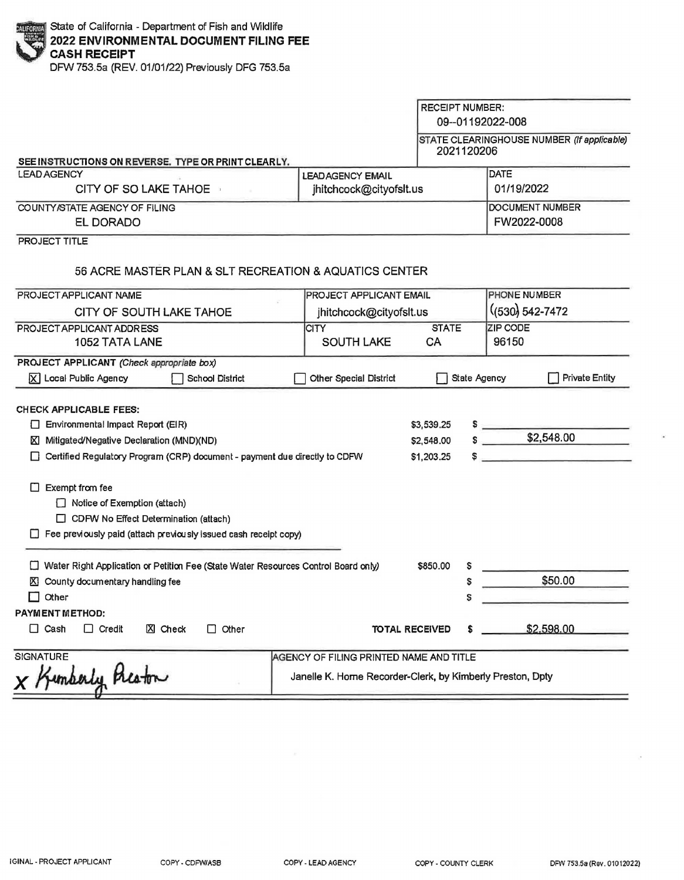State of California - Department of Fish and Wildlife

**2022 ENVIRONMENTAL DOCUMENT FILING FEE**
**CASH RECEIPT**

DFW 753.5a (REV. 01/01/22) Previously DFG 753.5a

| | |
|---|---|
| RECEIPT NUMBER: | 09--01192022-008 |
| STATE CLEARINGHOUSE NUMBER *(If applicable)* | 2021120206 |

**SEE INSTRUCTIONS ON REVERSE. TYPE OR PRINT CLEARLY.**

| LEAD AGENCY | LEAD AGENCY EMAIL | DATE |
|---|---|---|
| CITY OF SO LAKE TAHOE | jhitchcock@cityofslt.us | 01/19/2022 |

| COUNTY/STATE AGENCY OF FILING | DOCUMENT NUMBER |
|---|---|
| EL DORADO | FW2022-0008 |

PROJECT TITLE

56 ACRE MASTER PLAN & SLT RECREATION & AQUATICS CENTER

| PROJECT APPLICANT NAME | PROJECT APPLICANT EMAIL | | PHONE NUMBER |
|---|---|---|---|
| CITY OF SOUTH LAKE TAHOE | jhitchcock@cityofslt.us | | (530) 542-7472 |
| **PROJECT APPLICANT ADDRESS** | **CITY** | **STATE** | **ZIP CODE** |
| 1052 TATA LANE | SOUTH LAKE | CA | 96150 |

**PROJECT APPLICANT** *(Check appropriate box)*

[X] Local Public Agency [ ] School District [ ] Other Special District [ ] State Agency [ ] Private Entity

**CHECK APPLICABLE FEES:**

| Fee | Rate | Amount |
|---|---|---|
| [ ] Environmental Impact Report (EIR) | $3,539.25 | $ |
| [X] Mitigated/Negative Declaration (MND)(ND) | $2,548.00 | $ $2,548.00 |
| [ ] Certified Regulatory Program (CRP) document - payment due directly to CDFW | $1,203.25 | $ |

[ ] Exempt from fee
- [ ] Notice of Exemption (attach)
- [ ] CDFW No Effect Determination (attach)

[ ] Fee previously paid (attach previously issued cash receipt copy)

| Fee | Rate | Amount |
|---|---|---|
| [ ] Water Right Application or Petition Fee (State Water Resources Control Board only) | $850.00 | $ |
| [X] County documentary handling fee | | $ $50.00 |
| [ ] Other | | $ |

**PAYMENT METHOD:**

[ ] Cash [ ] Credit [X] Check [ ] Other

**TOTAL RECEIVED** $ $2,598.00

| SIGNATURE | AGENCY OF FILING PRINTED NAME AND TITLE |
|---|---|
| x Kimberly Preston | Janelle K. Horne Recorder-Clerk, by Kimberly Preston, Dpty |

IGINAL - PROJECT APPLICANT COPY - CDFW/ASB COPY - LEAD AGENCY COPY - COUNTY CLERK DFW 753.5a (Rev. 01012022)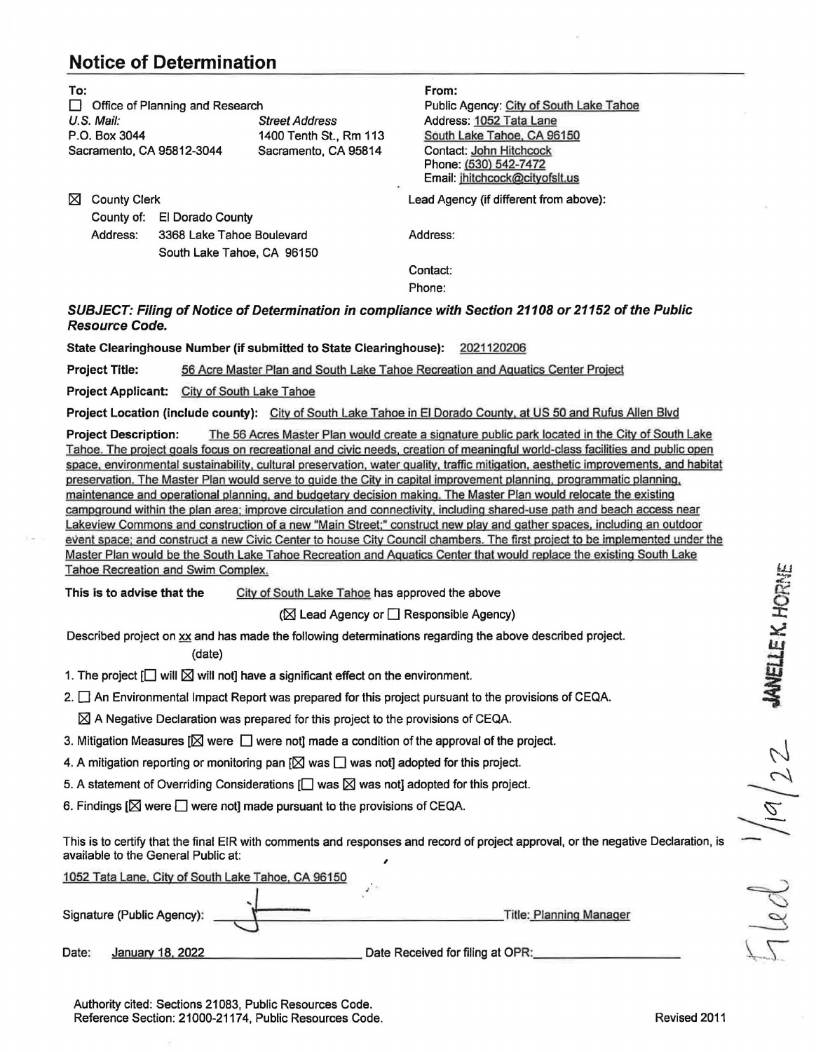# Notice of Determination

**To:**

☐ Office of Planning and Research

| | |
|---|---|
| *U.S. Mail:* | *Street Address* |
| P.O. Box 3044 | 1400 Tenth St., Rm 113 |
| Sacramento, CA 95812-3044 | Sacramento, CA 95814 |

☒ County Clerk

County of: El Dorado County

Address: 3368 Lake Tahoe Boulevard
South Lake Tahoe, CA 96150

**From:**

Public Agency: City of South Lake Tahoe
Address: 1052 Tata Lane
South Lake Tahoe, CA 96150
Contact: John Hitchcock
Phone: (530) 542-7472
Email: jhitchcock@cityofslt.us

Lead Agency (if different from above):

Address:

Contact:
Phone:

***SUBJECT: Filing of Notice of Determination in compliance with Section 21108 or 21152 of the Public Resource Code.***

**State Clearinghouse Number (if submitted to State Clearinghouse):** 2021120206

**Project Title:** 56 Acre Master Plan and South Lake Tahoe Recreation and Aquatics Center Project

**Project Applicant:** City of South Lake Tahoe

**Project Location (include county):** City of South Lake Tahoe in El Dorado County, at US 50 and Rufus Allen Blvd

**Project Description:** The 56 Acres Master Plan would create a signature public park located in the City of South Lake Tahoe. The project goals focus on recreational and civic needs, creation of meaningful world-class facilities and public open space, environmental sustainability, cultural preservation, water quality, traffic mitigation, aesthetic improvements, and habitat preservation. The Master Plan would serve to guide the City in capital improvement planning, programmatic planning, maintenance and operational planning, and budgetary decision making. The Master Plan would relocate the existing campground within the plan area; improve circulation and connectivity, including shared-use path and beach access near Lakeview Commons and construction of a new "Main Street;" construct new play and gather spaces, including an outdoor event space; and construct a new Civic Center to house City Council chambers. The first project to be implemented under the Master Plan would be the South Lake Tahoe Recreation and Aquatics Center that would replace the existing South Lake Tahoe Recreation and Swim Complex.

**This is to advise that the** City of South Lake Tahoe has approved the above

(☒ Lead Agency or ☐ Responsible Agency)

Described project on xx and has made the following determinations regarding the above described project.
(date)

1. The project [☐ will ☒ will not] have a significant effect on the environment.
2. ☐ An Environmental Impact Report was prepared for this project pursuant to the provisions of CEQA.
   ☒ A Negative Declaration was prepared for this project to the provisions of CEQA.
3. Mitigation Measures [☒ were ☐ were not] made a condition of the approval of the project.
4. A mitigation reporting or monitoring pan [☒ was ☐ was not] adopted for this project.
5. A statement of Overriding Considerations [☐ was ☒ was not] adopted for this project.
6. Findings [☒ were ☐ were not] made pursuant to the provisions of CEQA.

This is to certify that the final EIR with comments and responses and record of project approval, or the negative Declaration, is available to the General Public at:

1052 Tata Lane, City of South Lake Tahoe, CA 96150

Signature (Public Agency): _______________ Title: Planning Manager

Date: January 18, 2022 Date Received for filing at OPR: _______________

JANELLE K. HORNE

Filed 1/19/22

Authority cited: Sections 21083, Public Resources Code.
Reference Section: 21000-21174, Public Resources Code.

Revised 2011